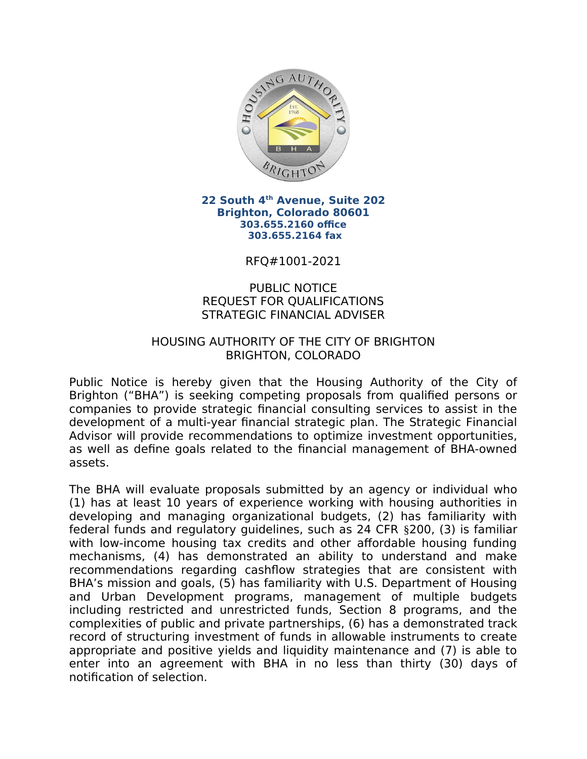**22 South 4th Avenue, Suite 202**
**Brighton, Colorado 80601**
**303.655.2160 office**
**303.655.2164 fax**

RFQ#1001-2021

# PUBLIC NOTICE
# REQUEST FOR QUALIFICATIONS
# STRATEGIC FINANCIAL ADVISER

## HOUSING AUTHORITY OF THE CITY OF BRIGHTON
## BRIGHTON, COLORADO

Public Notice is hereby given that the Housing Authority of the City of Brighton ("BHA") is seeking competing proposals from qualified persons or companies to provide strategic financial consulting services to assist in the development of a multi-year financial strategic plan. The Strategic Financial Advisor will provide recommendations to optimize investment opportunities, as well as define goals related to the financial management of BHA-owned assets.

The BHA will evaluate proposals submitted by an agency or individual who (1) has at least 10 years of experience working with housing authorities in developing and managing organizational budgets, (2) has familiarity with federal funds and regulatory guidelines, such as 24 CFR §200, (3) is familiar with low-income housing tax credits and other affordable housing funding mechanisms, (4) has demonstrated an ability to understand and make recommendations regarding cashflow strategies that are consistent with BHA's mission and goals, (5) has familiarity with U.S. Department of Housing and Urban Development programs, management of multiple budgets including restricted and unrestricted funds, Section 8 programs, and the complexities of public and private partnerships, (6) has a demonstrated track record of structuring investment of funds in allowable instruments to create appropriate and positive yields and liquidity maintenance and (7) is able to enter into an agreement with BHA in no less than thirty (30) days of notification of selection.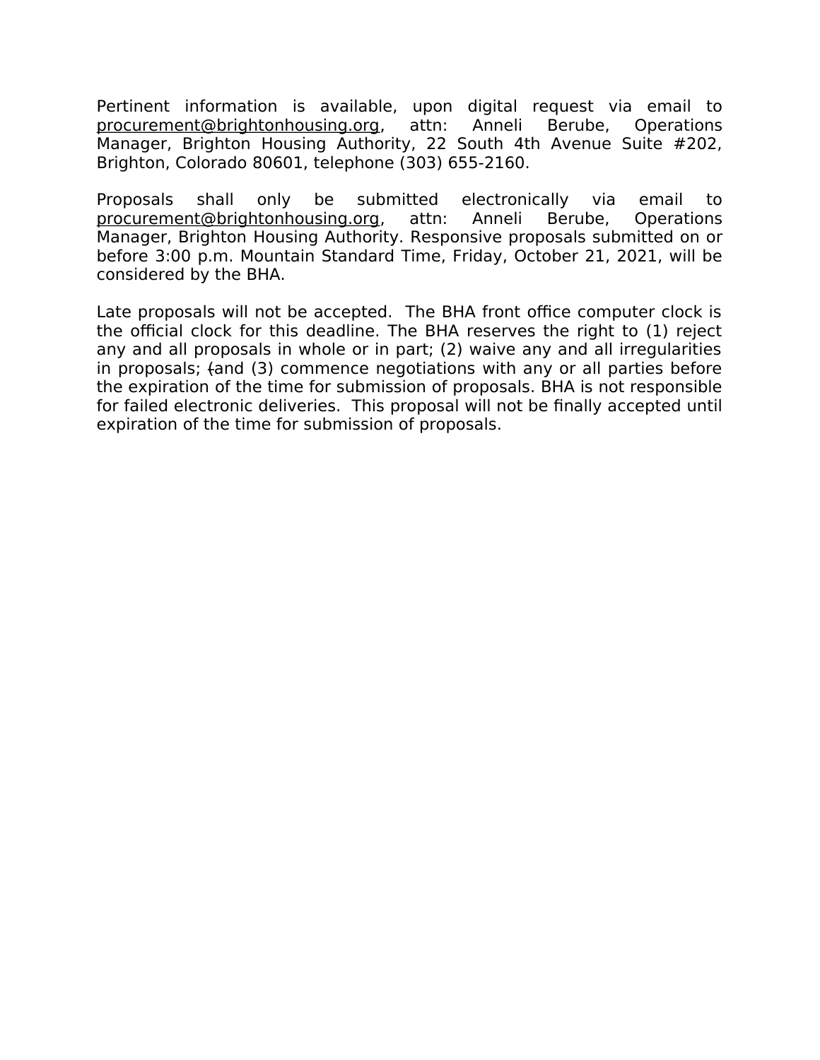Pertinent information is available, upon digital request via email to procurement@brightonhousing.org, attn: Anneli Berube, Operations Manager, Brighton Housing Authority, 22 South 4th Avenue Suite #202, Brighton, Colorado 80601, telephone (303) 655-2160.

Proposals shall only be submitted electronically via email to procurement@brightonhousing.org, attn: Anneli Berube, Operations Manager, Brighton Housing Authority. Responsive proposals submitted on or before 3:00 p.m. Mountain Standard Time, Friday, October 21, 2021, will be considered by the BHA.

Late proposals will not be accepted. The BHA front office computer clock is the official clock for this deadline. The BHA reserves the right to (1) reject any and all proposals in whole or in part; (2) waive any and all irregularities in proposals; (and (3) commence negotiations with any or all parties before the expiration of the time for submission of proposals. BHA is not responsible for failed electronic deliveries. This proposal will not be finally accepted until expiration of the time for submission of proposals.